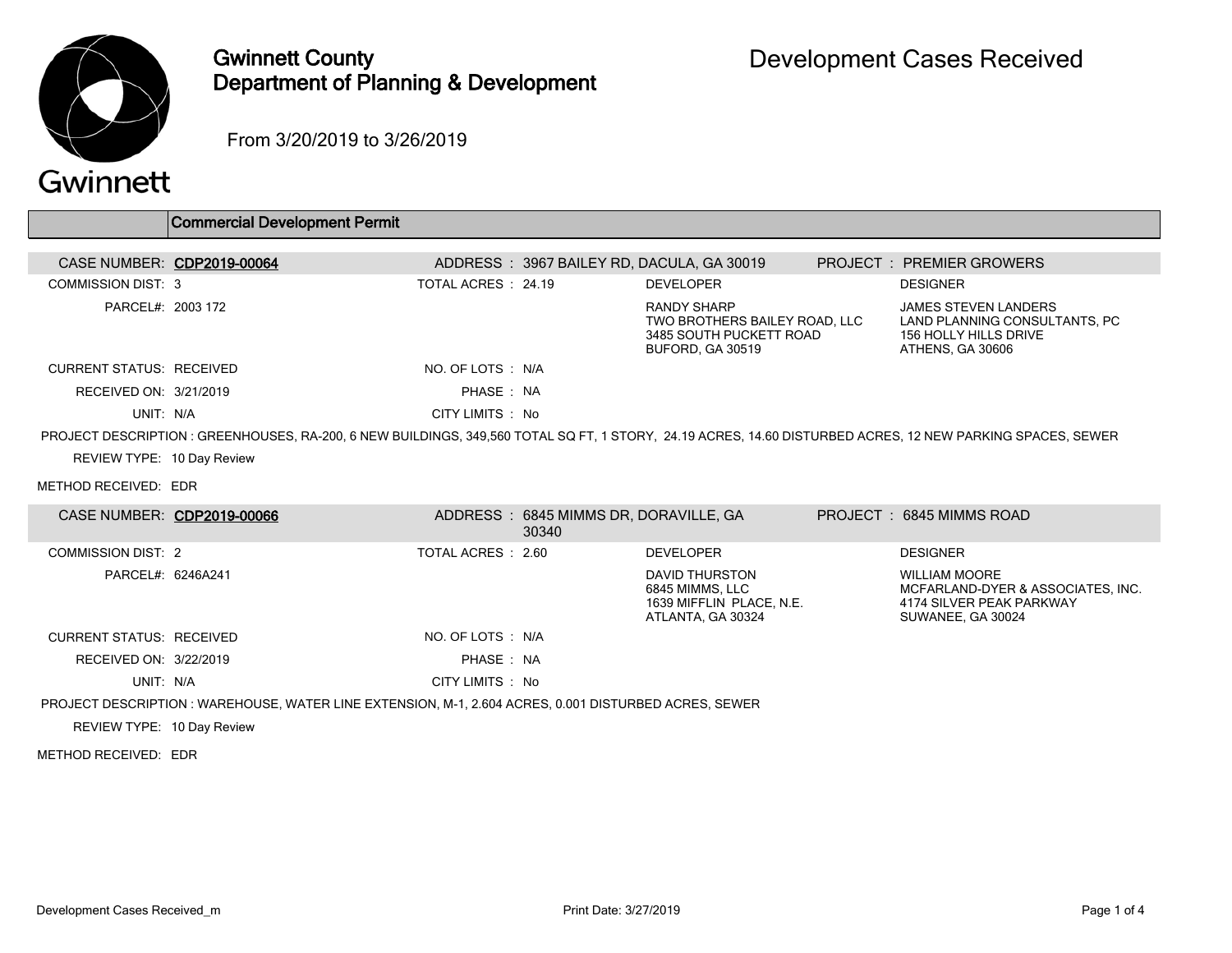# Gwinnett County Department of Planning & Development

## Development Cases Received

From 3/20/2019 to 3/26/2019

### Commercial Development Permit

**CASE NUMBER: CDP2019-00064**
ADDRESS : 3967 BAILEY RD, DACULA, GA 30019
PROJECT : PREMIER GROWERS

COMMISSION DIST: 3
TOTAL ACRES : 24.19

PARCEL#: 2003 172

DEVELOPER:
RANDY SHARP
TWO BROTHERS BAILEY ROAD, LLC
3485 SOUTH PUCKETT ROAD
BUFORD, GA 30519

DESIGNER:
JAMES STEVEN LANDERS
LAND PLANNING CONSULTANTS, PC
156 HOLLY HILLS DRIVE
ATHENS, GA 30606

CURRENT STATUS: RECEIVED
NO. OF LOTS : N/A

RECEIVED ON: 3/21/2019
PHASE : NA

UNIT: N/A
CITY LIMITS : No

PROJECT DESCRIPTION : GREENHOUSES, RA-200, 6 NEW BUILDINGS, 349,560 TOTAL SQ FT, 1 STORY, 24.19 ACRES, 14.60 DISTURBED ACRES, 12 NEW PARKING SPACES, SEWER

REVIEW TYPE: 10 Day Review

METHOD RECEIVED: EDR

---

**CASE NUMBER: CDP2019-00066**
ADDRESS : 6845 MIMMS DR, DORAVILLE, GA 30340
PROJECT : 6845 MIMMS ROAD

COMMISSION DIST: 2
TOTAL ACRES : 2.60

PARCEL#: 6246A241

DEVELOPER:
DAVID THURSTON
6845 MIMMS, LLC
1639 MIFFLIN PLACE, N.E.
ATLANTA, GA 30324

DESIGNER:
WILLIAM MOORE
MCFARLAND-DYER & ASSOCIATES, INC.
4174 SILVER PEAK PARKWAY
SUWANEE, GA 30024

CURRENT STATUS: RECEIVED
NO. OF LOTS : N/A

RECEIVED ON: 3/22/2019
PHASE : NA

UNIT: N/A
CITY LIMITS : No

PROJECT DESCRIPTION : WAREHOUSE, WATER LINE EXTENSION, M-1, 2.604 ACRES, 0.001 DISTURBED ACRES, SEWER

REVIEW TYPE: 10 Day Review

METHOD RECEIVED: EDR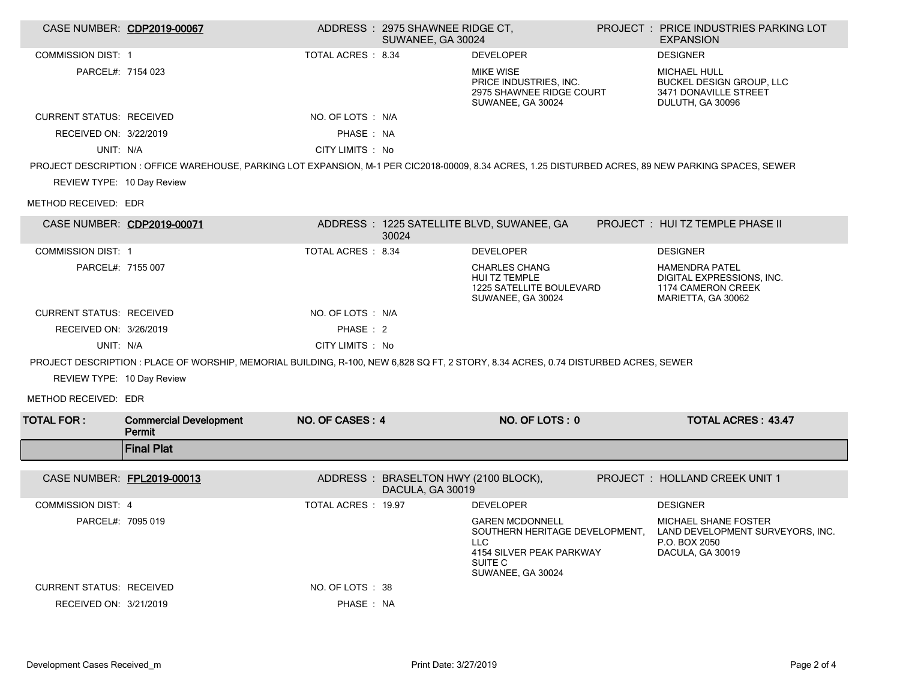| CASE NUMBER: | CDP2019-00067 | ADDRESS : | 2975 SHAWNEE RIDGE CT, SUWANEE, GA 30024 | PROJECT : | PRICE INDUSTRIES PARKING LOT EXPANSION |
|---|---|---|---|---|---|
| COMMISSION DIST: | 1 | TOTAL ACRES : | 8.34 | DEVELOPER | DESIGNER |
| PARCEL#: | 7154 023 | | | MIKE WISE<br>PRICE INDUSTRIES, INC.<br>2975 SHAWNEE RIDGE COURT<br>SUWANEE, GA 30024 | MICHAEL HULL<br>BUCKEL DESIGN GROUP, LLC<br>3471 DONAVILLE STREET<br>DULUTH, GA 30096 |
| CURRENT STATUS: | RECEIVED | NO. OF LOTS : | N/A | | |
| RECEIVED ON: | 3/22/2019 | PHASE : | NA | | |
| UNIT: | N/A | CITY LIMITS : | No | | |

PROJECT DESCRIPTION : OFFICE WAREHOUSE, PARKING LOT EXPANSION, M-1 PER CIC2018-00009, 8.34 ACRES, 1.25 DISTURBED ACRES, 89 NEW PARKING SPACES, SEWER

REVIEW TYPE: 10 Day Review

METHOD RECEIVED: EDR

| CASE NUMBER: | CDP2019-00071 | ADDRESS : | 1225 SATELLITE BLVD, SUWANEE, GA 30024 | PROJECT : | HUI TZ TEMPLE PHASE II |
|---|---|---|---|---|---|
| COMMISSION DIST: | 1 | TOTAL ACRES : | 8.34 | DEVELOPER | DESIGNER |
| PARCEL#: | 7155 007 | | | CHARLES CHANG<br>HUI TZ TEMPLE<br>1225 SATELLITE BOULEVARD<br>SUWANEE, GA 30024 | HAMENDRA PATEL<br>DIGITAL EXPRESSIONS, INC.<br>1174 CAMERON CREEK<br>MARIETTA, GA 30062 |
| CURRENT STATUS: | RECEIVED | NO. OF LOTS : | N/A | | |
| RECEIVED ON: | 3/26/2019 | PHASE : | 2 | | |
| UNIT: | N/A | CITY LIMITS : | No | | |

PROJECT DESCRIPTION : PLACE OF WORSHIP, MEMORIAL BUILDING, R-100, NEW 6,828 SQ FT, 2 STORY, 8.34 ACRES, 0.74 DISTURBED ACRES, SEWER

REVIEW TYPE: 10 Day Review

METHOD RECEIVED: EDR

| **TOTAL FOR :** | **Commercial Development Permit** | **NO. OF CASES : 4** | **NO. OF LOTS : 0** | **TOTAL ACRES : 43.47** |
|---|---|---|---|---|

## Final Plat

| CASE NUMBER: | FPL2019-00013 | ADDRESS : | BRASELTON HWY (2100 BLOCK), DACULA, GA 30019 | PROJECT : | HOLLAND CREEK UNIT 1 |
|---|---|---|---|---|---|
| COMMISSION DIST: | 4 | TOTAL ACRES : | 19.97 | DEVELOPER | DESIGNER |
| PARCEL#: | 7095 019 | | | GAREN MCDONNELL<br>SOUTHERN HERITAGE DEVELOPMENT, LLC<br>4154 SILVER PEAK PARKWAY<br>SUITE C<br>SUWANEE, GA 30024 | MICHAEL SHANE FOSTER<br>LAND DEVELOPMENT SURVEYORS, INC.<br>P.O. BOX 2050<br>DACULA, GA 30019 |
| CURRENT STATUS: | RECEIVED | NO. OF LOTS : | 38 | | |
| RECEIVED ON: | 3/21/2019 | PHASE : | NA | | |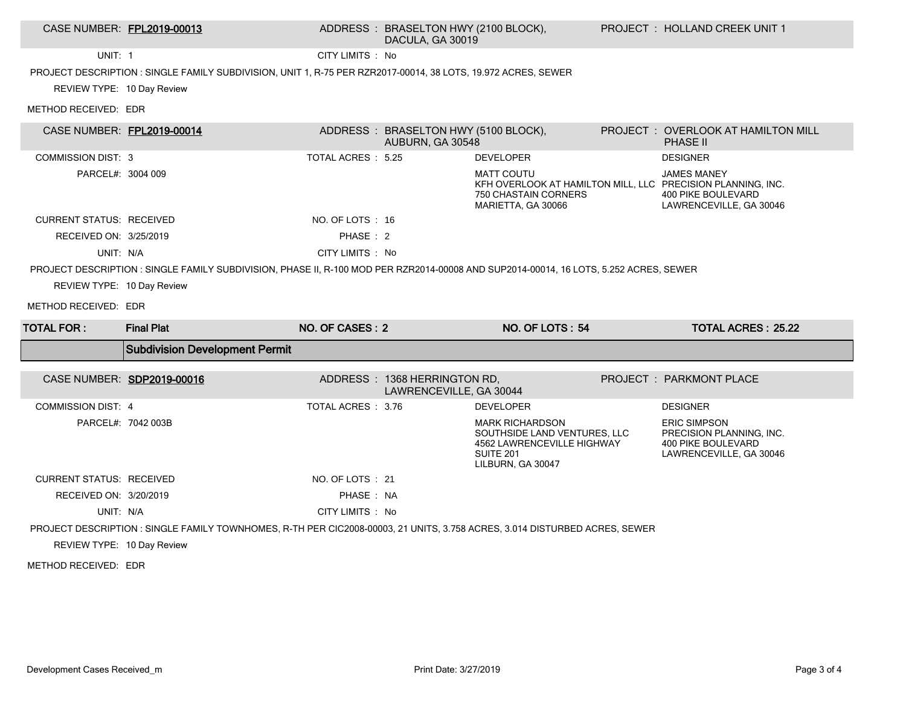| CASE NUMBER: FPL2019-00013 | ADDRESS : BRASELTON HWY (2100 BLOCK), DACULA, GA 30019 | PROJECT : HOLLAND CREEK UNIT 1 |
|---|---|---|

UNIT: 1

CITY LIMITS : No

PROJECT DESCRIPTION : SINGLE FAMILY SUBDIVISION, UNIT 1, R-75 PER RZR2017-00014, 38 LOTS, 19.972 ACRES, SEWER

REVIEW TYPE: 10 Day Review

METHOD RECEIVED: EDR

| CASE NUMBER: FPL2019-00014 | ADDRESS : BRASELTON HWY (5100 BLOCK), AUBURN, GA 30548 | PROJECT : OVERLOOK AT HAMILTON MILL PHASE II |
|---|---|---|

| | | | |
|---|---|---|---|
| COMMISSION DIST: 3 | TOTAL ACRES : 5.25 | DEVELOPER | DESIGNER |
| PARCEL#: 3004 009 | | MATT COUTU<br>KFH OVERLOOK AT HAMILTON MILL, LLC<br>750 CHASTAIN CORNERS<br>MARIETTA, GA 30066 | JAMES MANEY<br>PRECISION PLANNING, INC.<br>400 PIKE BOULEVARD<br>LAWRENCEVILLE, GA 30046 |
| CURRENT STATUS: RECEIVED | NO. OF LOTS : 16 | | |
| RECEIVED ON: 3/25/2019 | PHASE : 2 | | |
| UNIT: N/A | CITY LIMITS : No | | |

PROJECT DESCRIPTION : SINGLE FAMILY SUBDIVISION, PHASE II, R-100 MOD PER RZR2014-00008 AND SUP2014-00014, 16 LOTS, 5.252 ACRES, SEWER

REVIEW TYPE: 10 Day Review

METHOD RECEIVED: EDR

| TOTAL FOR : | Final Plat | NO. OF CASES : 2 | NO. OF LOTS : 54 | TOTAL ACRES : 25.22 |
|---|---|---|---|---|

## Subdivision Development Permit

| CASE NUMBER: SDP2019-00016 | ADDRESS : 1368 HERRINGTON RD, LAWRENCEVILLE, GA 30044 | PROJECT : PARKMONT PLACE |
|---|---|---|

| | | | |
|---|---|---|---|
| COMMISSION DIST: 4 | TOTAL ACRES : 3.76 | DEVELOPER | DESIGNER |
| PARCEL#: 7042 003B | | MARK RICHARDSON<br>SOUTHSIDE LAND VENTURES, LLC<br>4562 LAWRENCEVILLE HIGHWAY<br>SUITE 201<br>LILBURN, GA 30047 | ERIC SIMPSON<br>PRECISION PLANNING, INC.<br>400 PIKE BOULEVARD<br>LAWRENCEVILLE, GA 30046 |
| CURRENT STATUS: RECEIVED | NO. OF LOTS : 21 | | |
| RECEIVED ON: 3/20/2019 | PHASE : NA | | |
| UNIT: N/A | CITY LIMITS : No | | |

PROJECT DESCRIPTION : SINGLE FAMILY TOWNHOMES, R-TH PER CIC2008-00003, 21 UNITS, 3.758 ACRES, 3.014 DISTURBED ACRES, SEWER

REVIEW TYPE: 10 Day Review

METHOD RECEIVED: EDR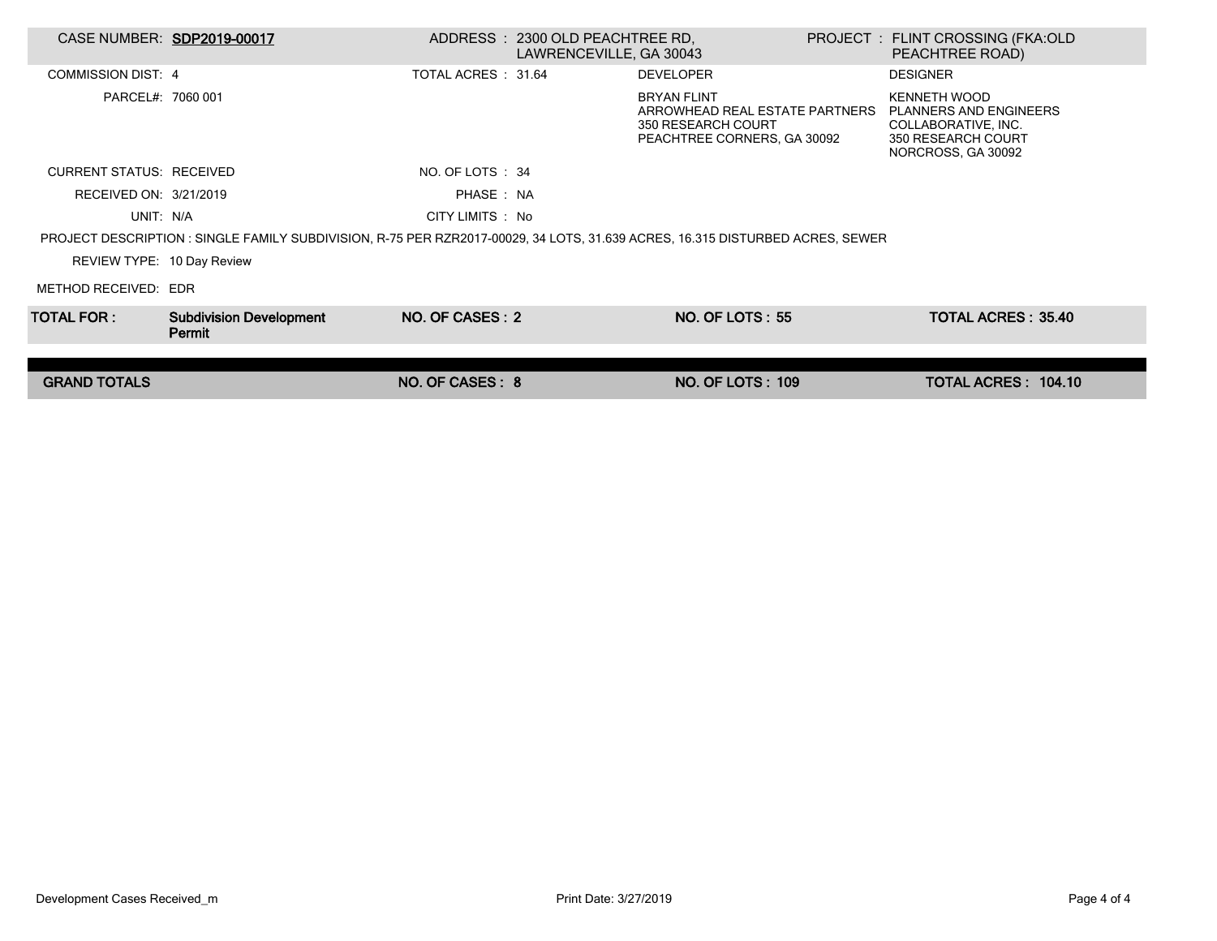| CASE NUMBER: | SDP2019-00017 | ADDRESS : | 2300 OLD PEACHTREE RD, LAWRENCEVILLE, GA 30043 | PROJECT : | FLINT CROSSING (FKA:OLD PEACHTREE ROAD) |
|---|---|---|---|---|---|
| COMMISSION DIST: | 4 | TOTAL ACRES : | 31.64 | DEVELOPER | DESIGNER |
| PARCEL#: | 7060 001 | | | BRYAN FLINT<br>ARROWHEAD REAL ESTATE PARTNERS<br>350 RESEARCH COURT<br>PEACHTREE CORNERS, GA 30092 | KENNETH WOOD<br>PLANNERS AND ENGINEERS COLLABORATIVE, INC.<br>350 RESEARCH COURT<br>NORCROSS, GA 30092 |
| CURRENT STATUS: | RECEIVED | NO. OF LOTS : | 34 | | |
| RECEIVED ON: | 3/21/2019 | PHASE : | NA | | |
| UNIT: | N/A | CITY LIMITS : | No | | |

PROJECT DESCRIPTION : SINGLE FAMILY SUBDIVISION, R-75 PER RZR2017-00029, 34 LOTS, 31.639 ACRES, 16.315 DISTURBED ACRES, SEWER

REVIEW TYPE: 10 Day Review

METHOD RECEIVED: EDR

| TOTAL FOR : | Subdivision Development Permit | NO. OF CASES : 2 | NO. OF LOTS : 55 | TOTAL ACRES : 35.40 |
|---|---|---|---|---|
| **GRAND TOTALS** | | **NO. OF CASES : 8** | **NO. OF LOTS : 109** | **TOTAL ACRES : 104.10** |

Development Cases Received_m

Print Date: 3/27/2019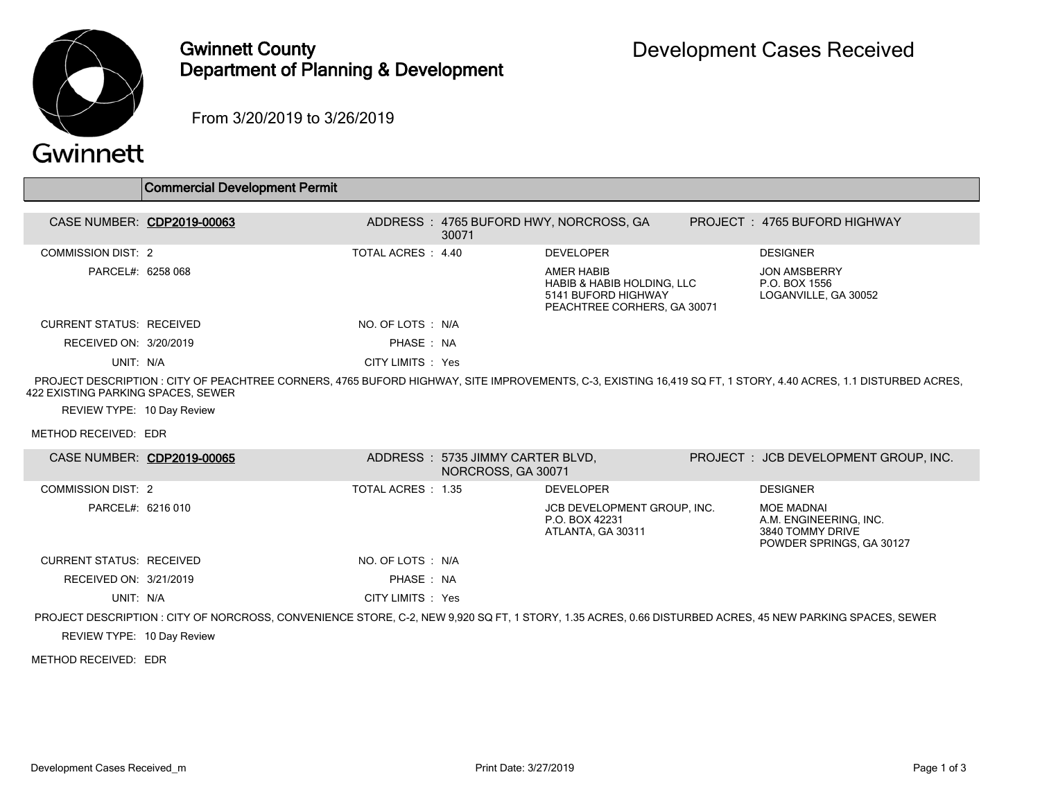# Gwinnett County Department of Planning & Development

## Development Cases Received

From 3/20/2019 to 3/26/2019

### Commercial Development Permit

**CASE NUMBER: CDP2019-00063**

ADDRESS : 4765 BUFORD HWY, NORCROSS, GA 30071

PROJECT : 4765 BUFORD HIGHWAY

COMMISSION DIST: 2

TOTAL ACRES : 4.40

PARCEL#: 6258 068

DEVELOPER:
AMER HABIB
HABIB & HABIB HOLDING, LLC
5141 BUFORD HIGHWAY
PEACHTREE CORHERS, GA 30071

DESIGNER:
JON AMSBERRY
P.O. BOX 1556
LOGANVILLE, GA 30052

CURRENT STATUS: RECEIVED

NO. OF LOTS : N/A

RECEIVED ON: 3/20/2019

PHASE : NA

UNIT: N/A

CITY LIMITS : Yes

PROJECT DESCRIPTION : CITY OF PEACHTREE CORNERS, 4765 BUFORD HIGHWAY, SITE IMPROVEMENTS, C-3, EXISTING 16,419 SQ FT, 1 STORY, 4.40 ACRES, 1.1 DISTURBED ACRES, 422 EXISTING PARKING SPACES, SEWER

REVIEW TYPE: 10 Day Review

METHOD RECEIVED: EDR

**CASE NUMBER: CDP2019-00065**

ADDRESS : 5735 JIMMY CARTER BLVD, NORCROSS, GA 30071

PROJECT : JCB DEVELOPMENT GROUP, INC.

COMMISSION DIST: 2

TOTAL ACRES : 1.35

PARCEL#: 6216 010

DEVELOPER:
JCB DEVELOPMENT GROUP, INC.
P.O. BOX 42231
ATLANTA, GA 30311

DESIGNER:
MOE MADNAI
A.M. ENGINEERING, INC.
3840 TOMMY DRIVE
POWDER SPRINGS, GA 30127

CURRENT STATUS: RECEIVED

NO. OF LOTS : N/A

RECEIVED ON: 3/21/2019

PHASE : NA

UNIT: N/A

CITY LIMITS : Yes

PROJECT DESCRIPTION : CITY OF NORCROSS, CONVENIENCE STORE, C-2, NEW 9,920 SQ FT, 1 STORY, 1.35 ACRES, 0.66 DISTURBED ACRES, 45 NEW PARKING SPACES, SEWER

REVIEW TYPE: 10 Day Review

METHOD RECEIVED: EDR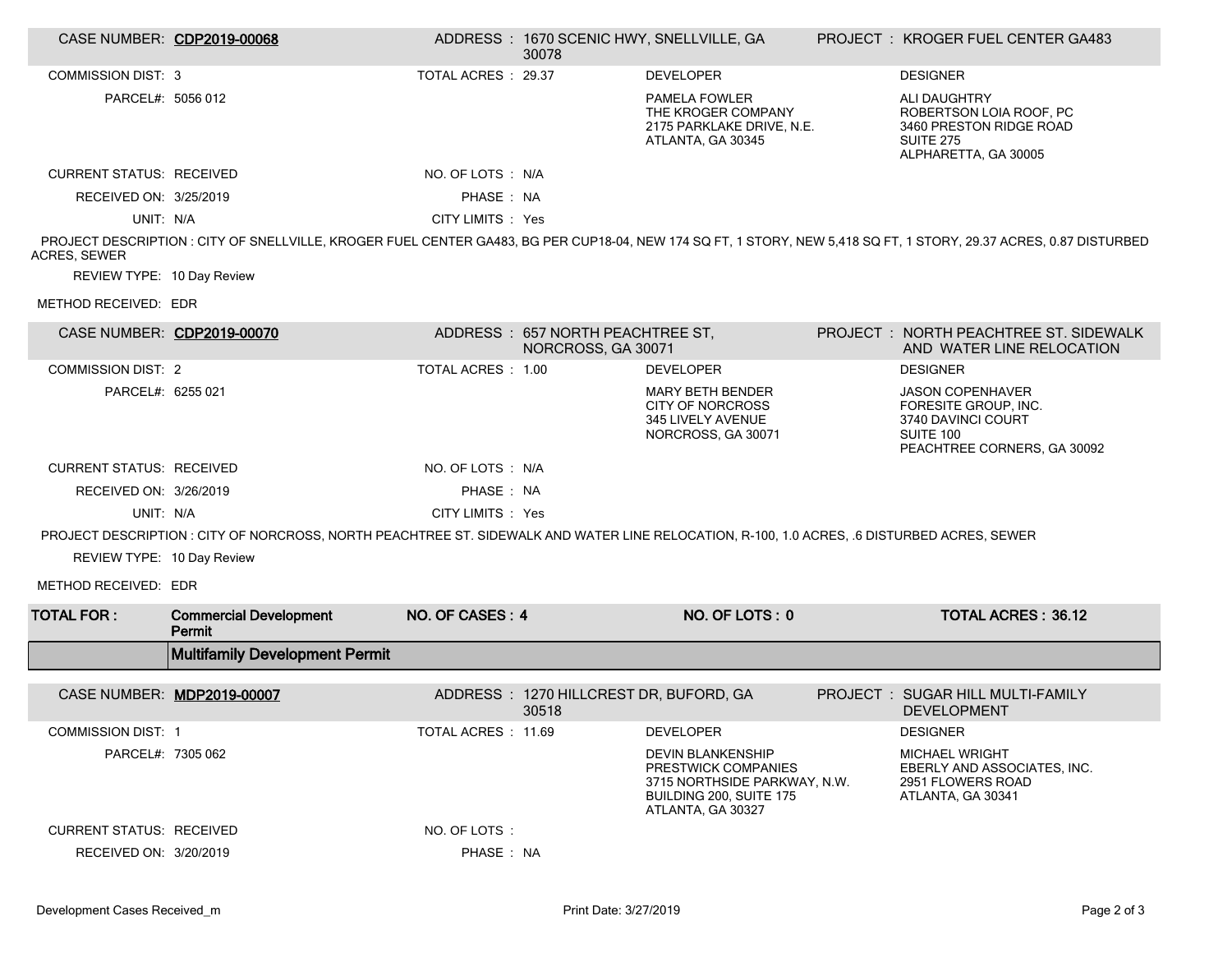**CASE NUMBER:** CDP2019-00068 | **ADDRESS:** 1670 SCENIC HWY, SNELLVILLE, GA 30078 | **PROJECT:** KROGER FUEL CENTER GA483

COMMISSION DIST: 3
TOTAL ACRES: 29.37
PARCEL#: 5056 012

DEVELOPER:
PAMELA FOWLER
THE KROGER COMPANY
2175 PARKLAKE DRIVE, N.E.
ATLANTA, GA 30345

DESIGNER:
ALI DAUGHTRY
ROBERTSON LOIA ROOF, PC
3460 PRESTON RIDGE ROAD
SUITE 275
ALPHARETTA, GA 30005

CURRENT STATUS: RECEIVED
NO. OF LOTS: N/A
RECEIVED ON: 3/25/2019
PHASE: NA
UNIT: N/A
CITY LIMITS: Yes

PROJECT DESCRIPTION : CITY OF SNELLVILLE, KROGER FUEL CENTER GA483, BG PER CUP18-04, NEW 174 SQ FT, 1 STORY, NEW 5,418 SQ FT, 1 STORY, 29.37 ACRES, 0.87 DISTURBED ACRES, SEWER

REVIEW TYPE: 10 Day Review

METHOD RECEIVED: EDR

---

**CASE NUMBER:** CDP2019-00070 | **ADDRESS:** 657 NORTH PEACHTREE ST, NORCROSS, GA 30071 | **PROJECT:** NORTH PEACHTREE ST. SIDEWALK AND WATER LINE RELOCATION

COMMISSION DIST: 2
TOTAL ACRES: 1.00
PARCEL#: 6255 021

DEVELOPER:
MARY BETH BENDER
CITY OF NORCROSS
345 LIVELY AVENUE
NORCROSS, GA 30071

DESIGNER:
JASON COPENHAVER
FORESITE GROUP, INC.
3740 DAVINCI COURT
SUITE 100
PEACHTREE CORNERS, GA 30092

CURRENT STATUS: RECEIVED
NO. OF LOTS: N/A
RECEIVED ON: 3/26/2019
PHASE: NA
UNIT: N/A
CITY LIMITS: Yes

PROJECT DESCRIPTION : CITY OF NORCROSS, NORTH PEACHTREE ST. SIDEWALK AND WATER LINE RELOCATION, R-100, 1.0 ACRES, .6 DISTURBED ACRES, SEWER

REVIEW TYPE: 10 Day Review

METHOD RECEIVED: EDR

---

| TOTAL FOR : | Commercial Development Permit | NO. OF CASES : 4 | NO. OF LOTS : 0 | TOTAL ACRES : 36.12 |
|---|---|---|---|---|

## Multifamily Development Permit

**CASE NUMBER:** MDP2019-00007 | **ADDRESS:** 1270 HILLCREST DR, BUFORD, GA 30518 | **PROJECT:** SUGAR HILL MULTI-FAMILY DEVELOPMENT

COMMISSION DIST: 1
TOTAL ACRES: 11.69
PARCEL#: 7305 062

DEVELOPER:
DEVIN BLANKENSHIP
PRESTWICK COMPANIES
3715 NORTHSIDE PARKWAY, N.W.
BUILDING 200, SUITE 175
ATLANTA, GA 30327

DESIGNER:
MICHAEL WRIGHT
EBERLY AND ASSOCIATES, INC.
2951 FLOWERS ROAD
ATLANTA, GA 30341

CURRENT STATUS: RECEIVED
NO. OF LOTS:
RECEIVED ON: 3/20/2019
PHASE: NA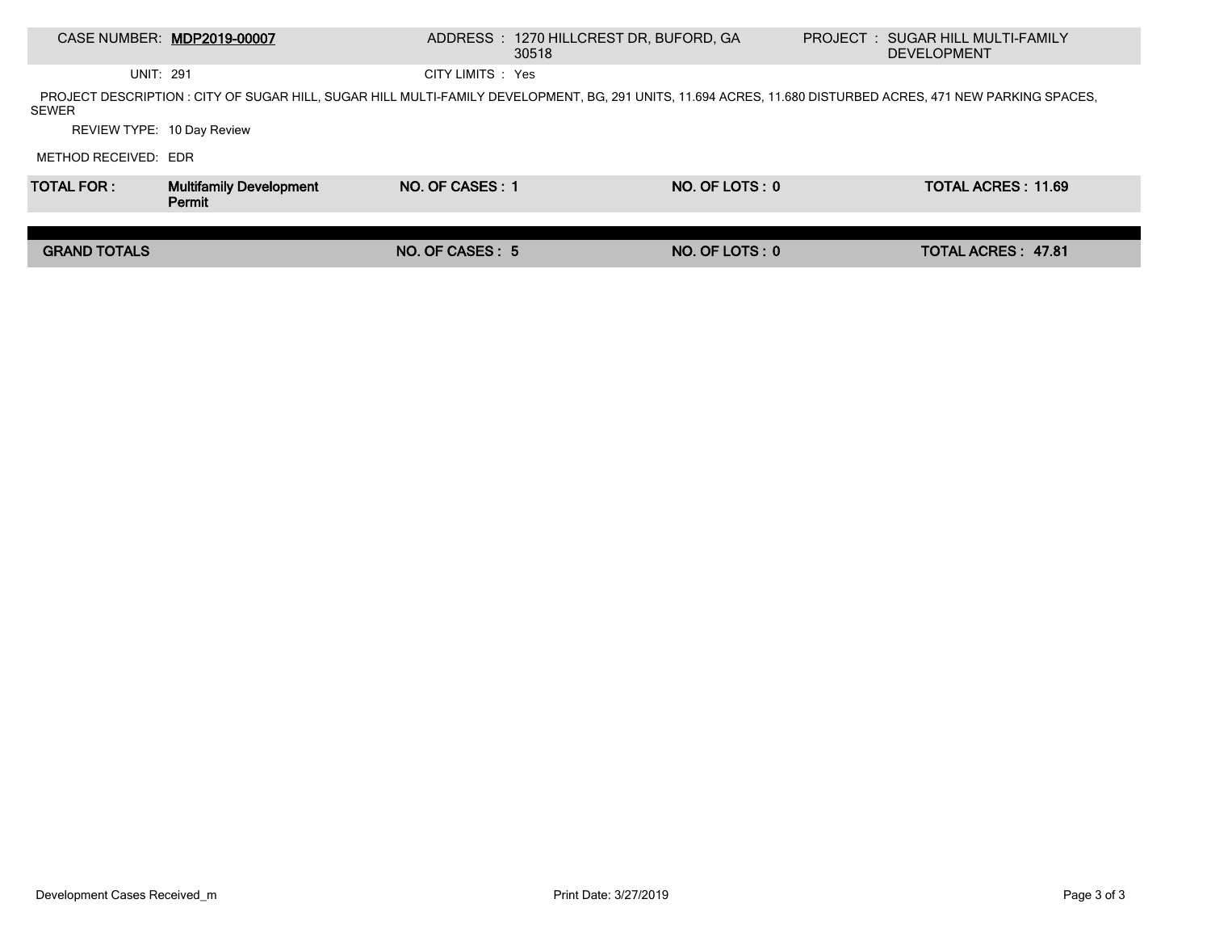| | | | | | |
|---|---|---|---|---|---|
| CASE NUMBER: | **MDP2019-00007** | ADDRESS : | 1270 HILLCREST DR, BUFORD, GA 30518 | PROJECT : | SUGAR HILL MULTI-FAMILY DEVELOPMENT |
| UNIT: | 291 | CITY LIMITS : | Yes | | |

PROJECT DESCRIPTION : CITY OF SUGAR HILL, SUGAR HILL MULTI-FAMILY DEVELOPMENT, BG, 291 UNITS, 11.694 ACRES, 11.680 DISTURBED ACRES, 471 NEW PARKING SPACES, SEWER

REVIEW TYPE: 10 Day Review

METHOD RECEIVED: EDR

| | | | | |
|---|---|---|---|---|
| **TOTAL FOR :** | **Multifamily Development Permit** | **NO. OF CASES : 1** | **NO. OF LOTS : 0** | **TOTAL ACRES : 11.69** |
| **GRAND TOTALS** | | **NO. OF CASES : 5** | **NO. OF LOTS : 0** | **TOTAL ACRES : 47.81** |

Development Cases Received_m

Print Date: 3/27/2019